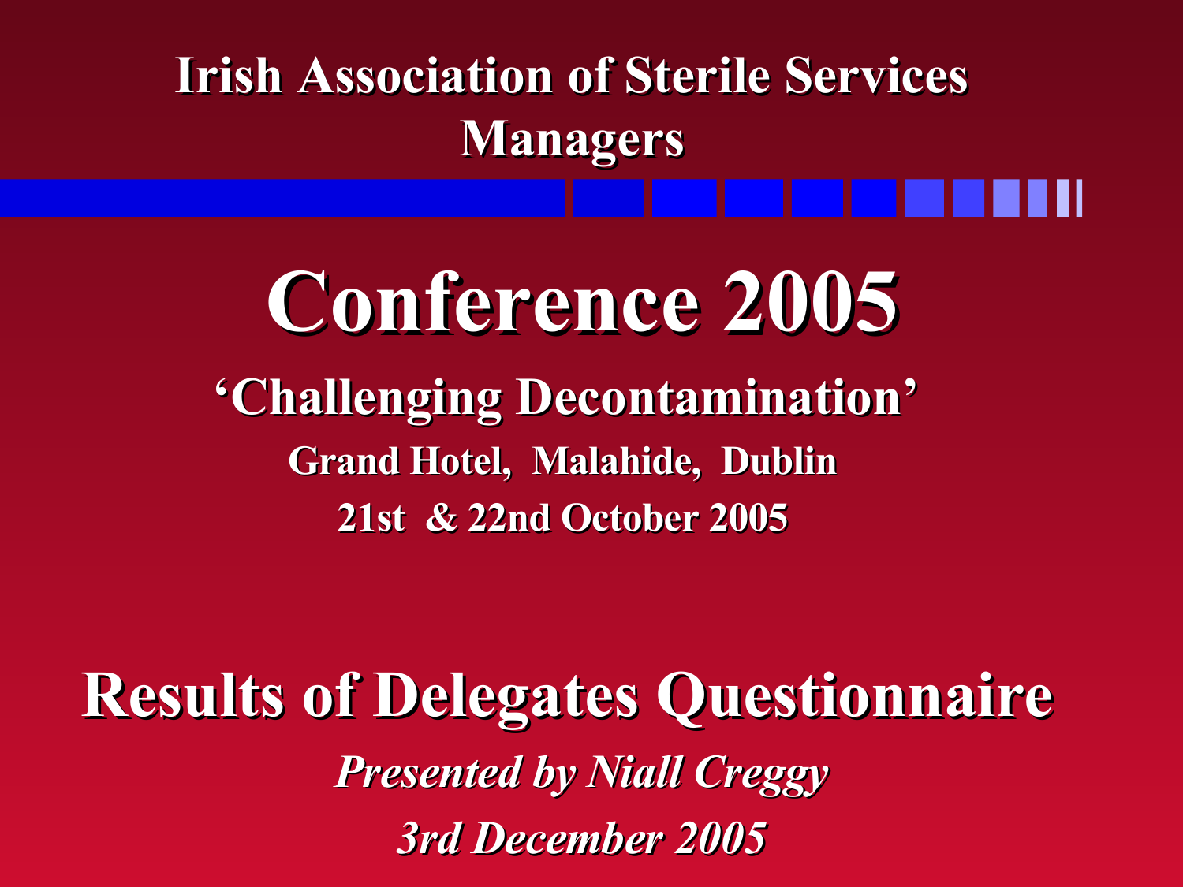## Irish Association of Sterile Services Managers

# Conference 2005

## 'Challenging Decontamination'

**Grand Hotel, Malahide, Dublin**

**21st & 22nd October 2005**

# Results of Delegates Questionnaire

***Presented by Niall Creggy***

***3rd December 2005***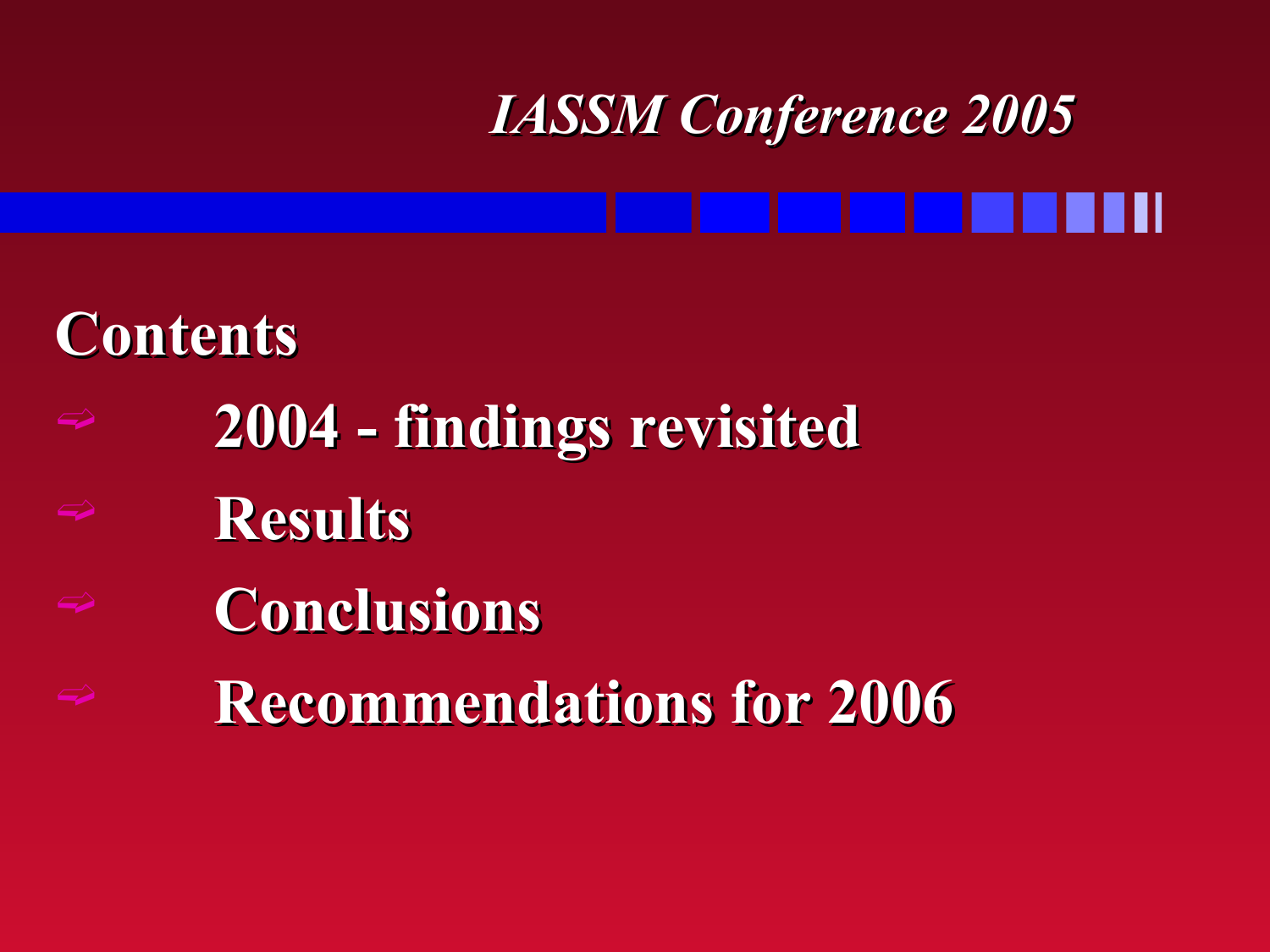*IASSM Conference 2005*

## Contents

- 2004 - findings revisited
- Results
- Conclusions
- Recommendations for 2006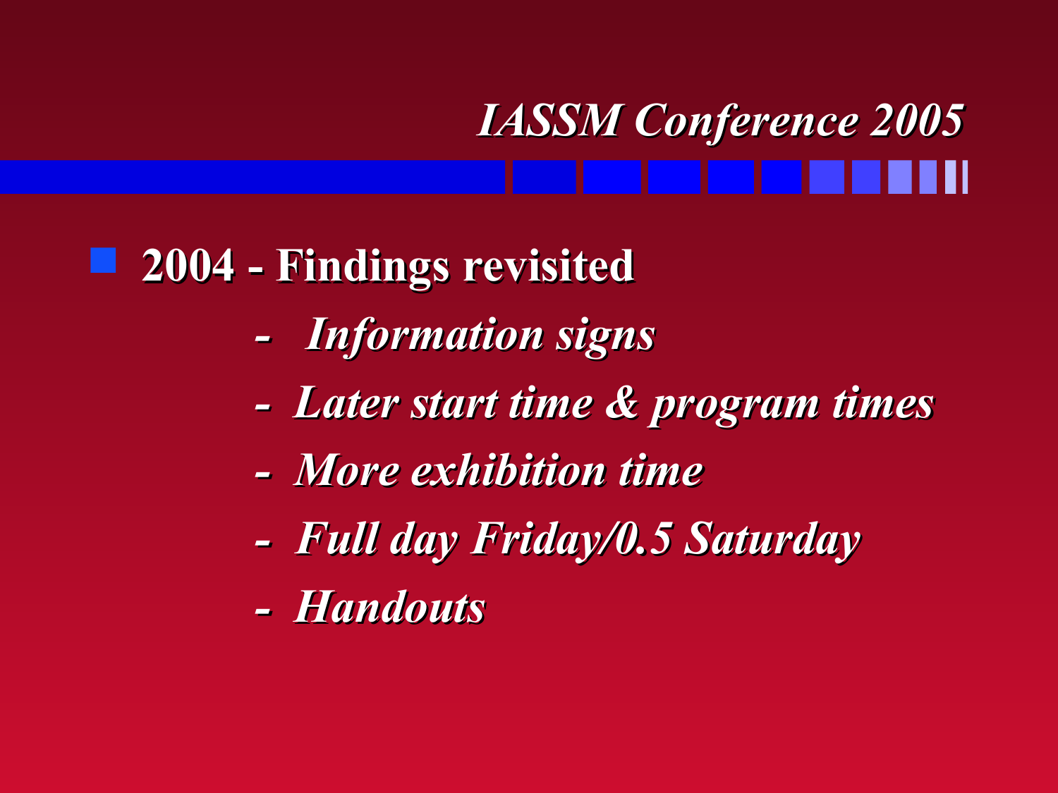## *IASSM Conference 2005*

- **2004 - Findings revisited**
  - *Information signs*
  - *Later start time & program times*
  - *More exhibition time*
  - *Full day Friday/0.5 Saturday*
  - *Handouts*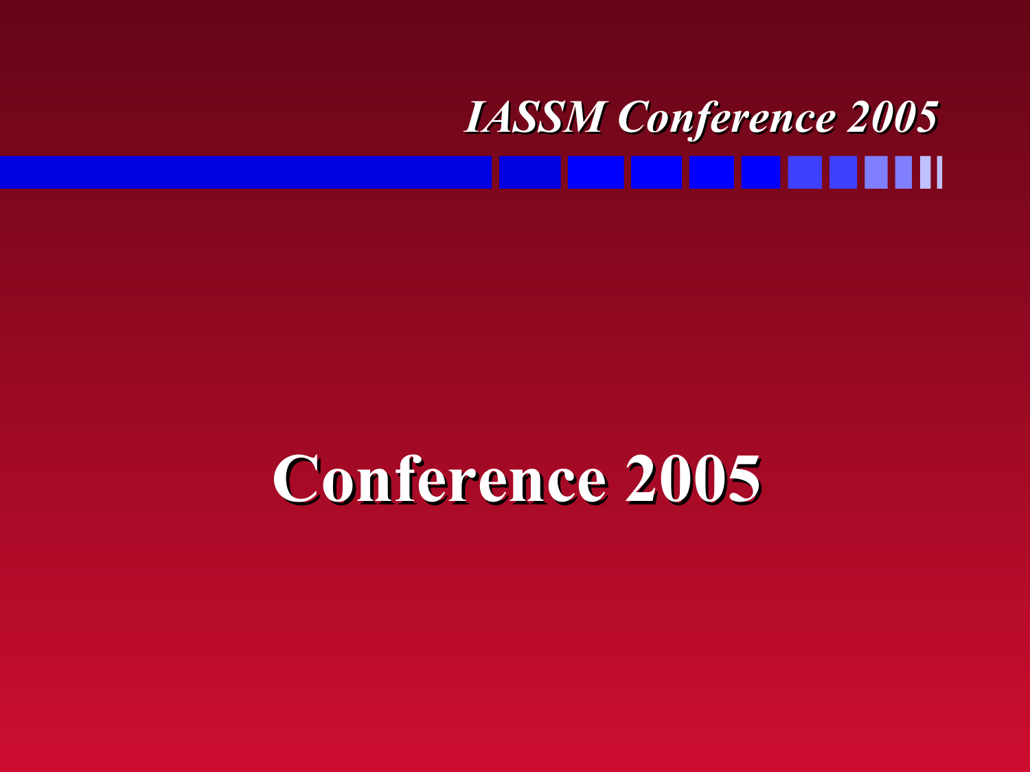# Conference 2005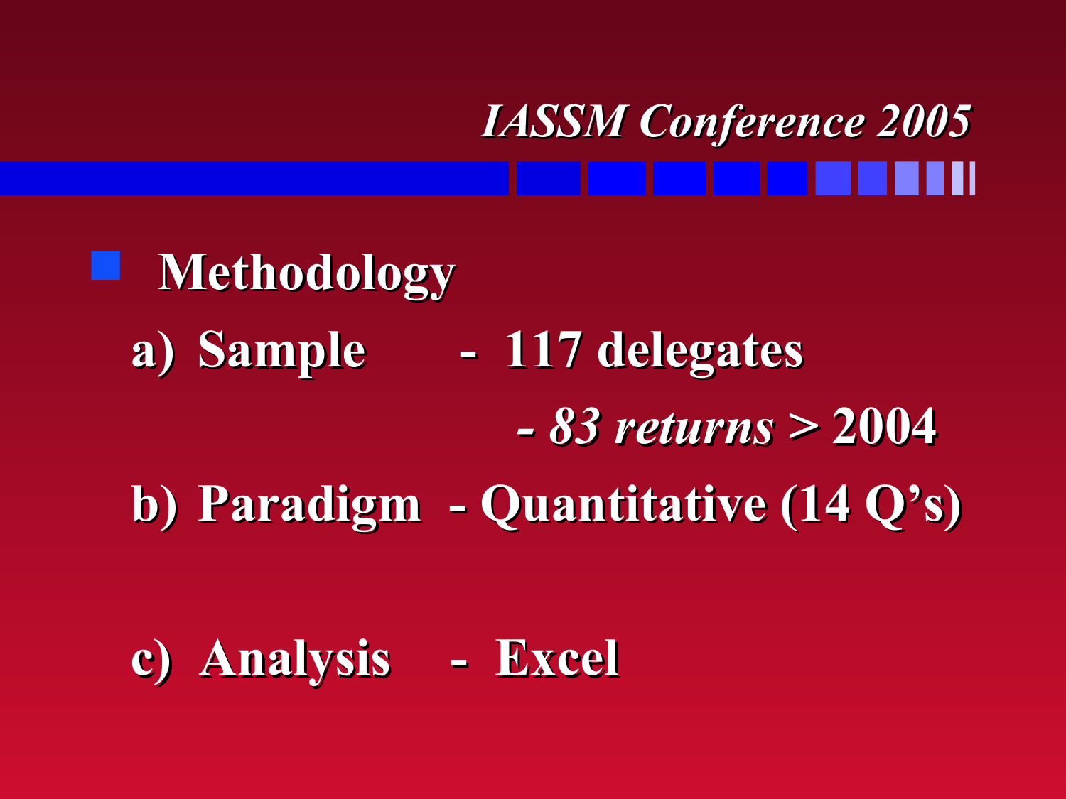*IASSM Conference 2005*

- **Methodology**

  **a) Sample - 117 delegates**

  ***- 83 returns*** **> 2004**

  **b) Paradigm - Quantitative (14 Q's)**

  **c) Analysis - Excel**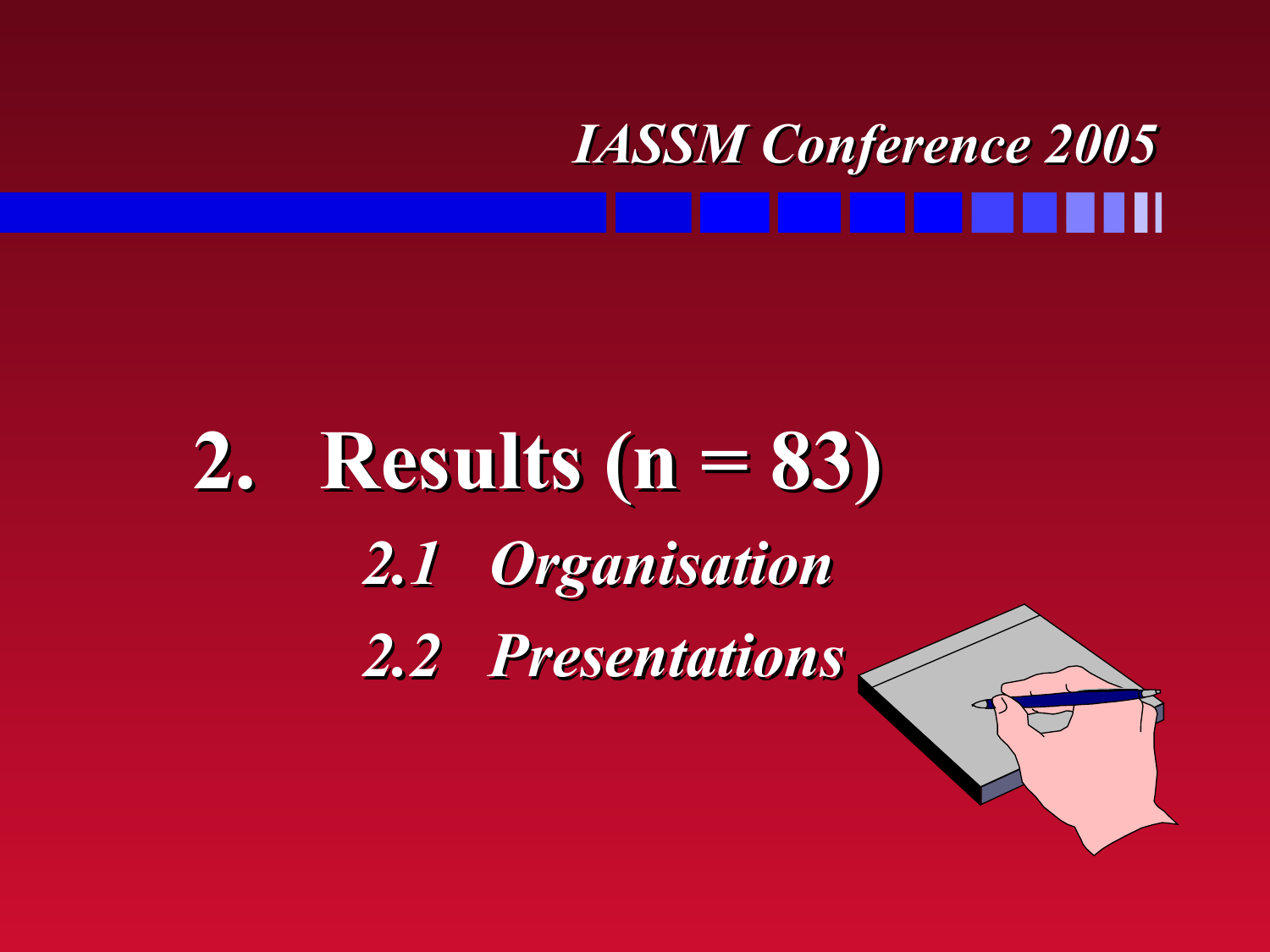# 2. Results (n = 83)

## *2.1 Organisation*

## *2.2 Presentations*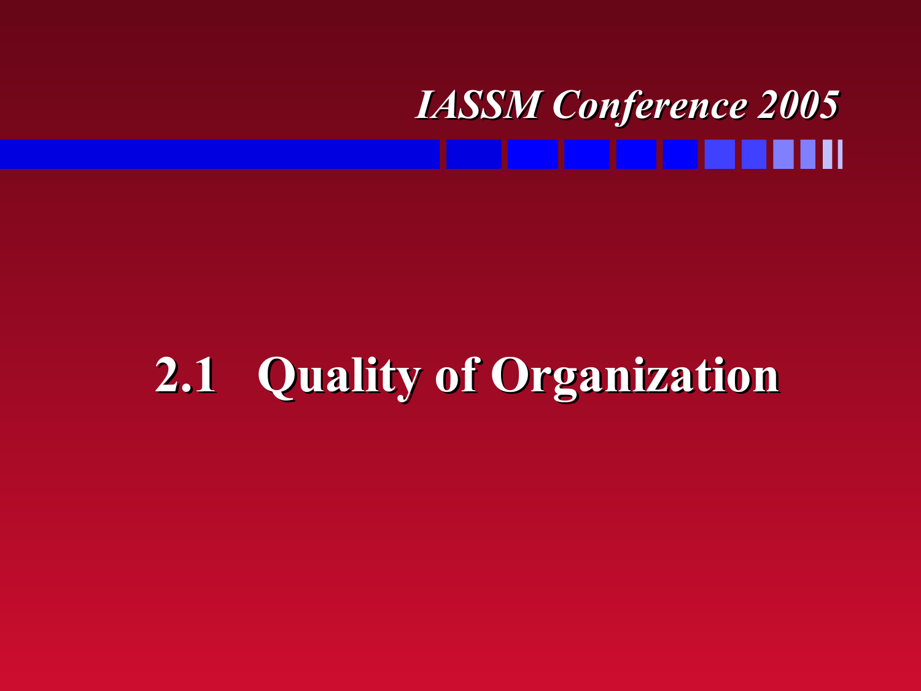# 2.1 Quality of Organization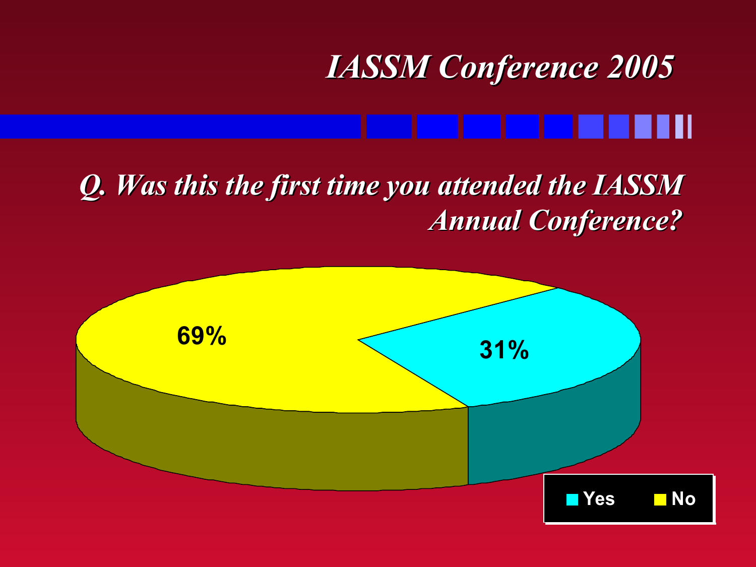# *IASSM Conference 2005*

## *Q. Was this the first time you attended the IASSM Annual Conference?*

| Response | Percentage |
|---|---|
| Yes | 31% |
| No | 69% |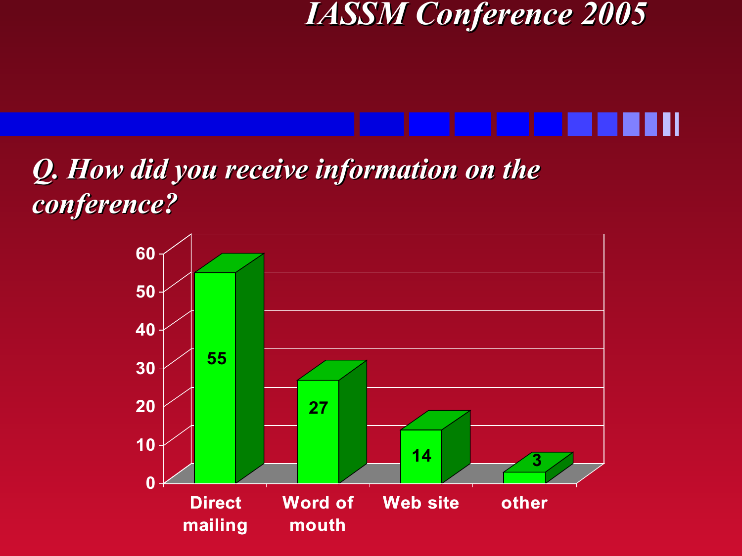# IASSM Conference 2005

## *Q. How did you receive information on the conference?*

| Source | Count |
|---|---|
| Direct mailing | 55 |
| Word of mouth | 27 |
| Web site | 14 |
| other | 3 |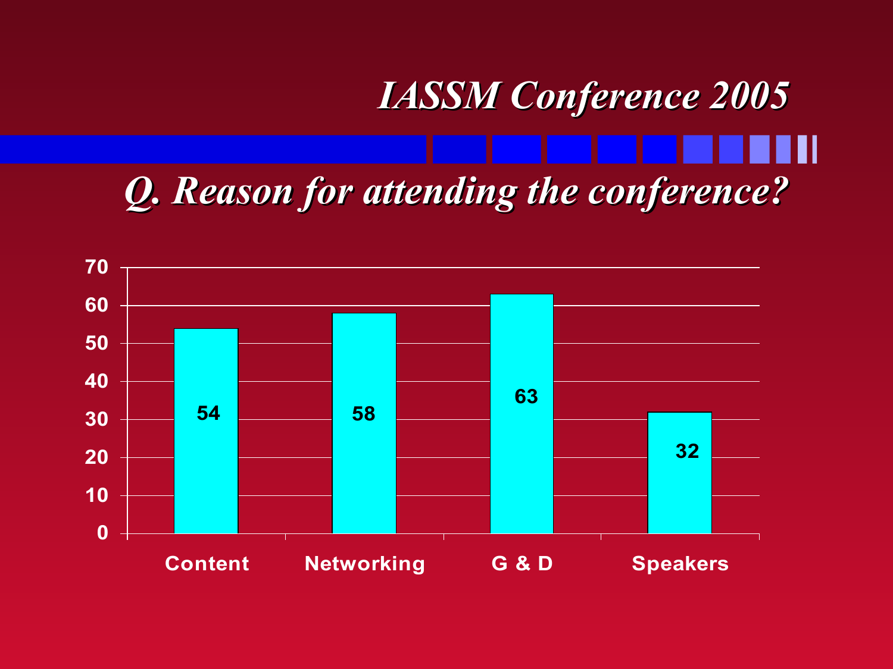# IASSM Conference 2005

## Q. Reason for attending the conference?

| Reason | Count |
| --- | --- |
| Content | 54 |
| Networking | 58 |
| G & D | 63 |
| Speakers | 32 |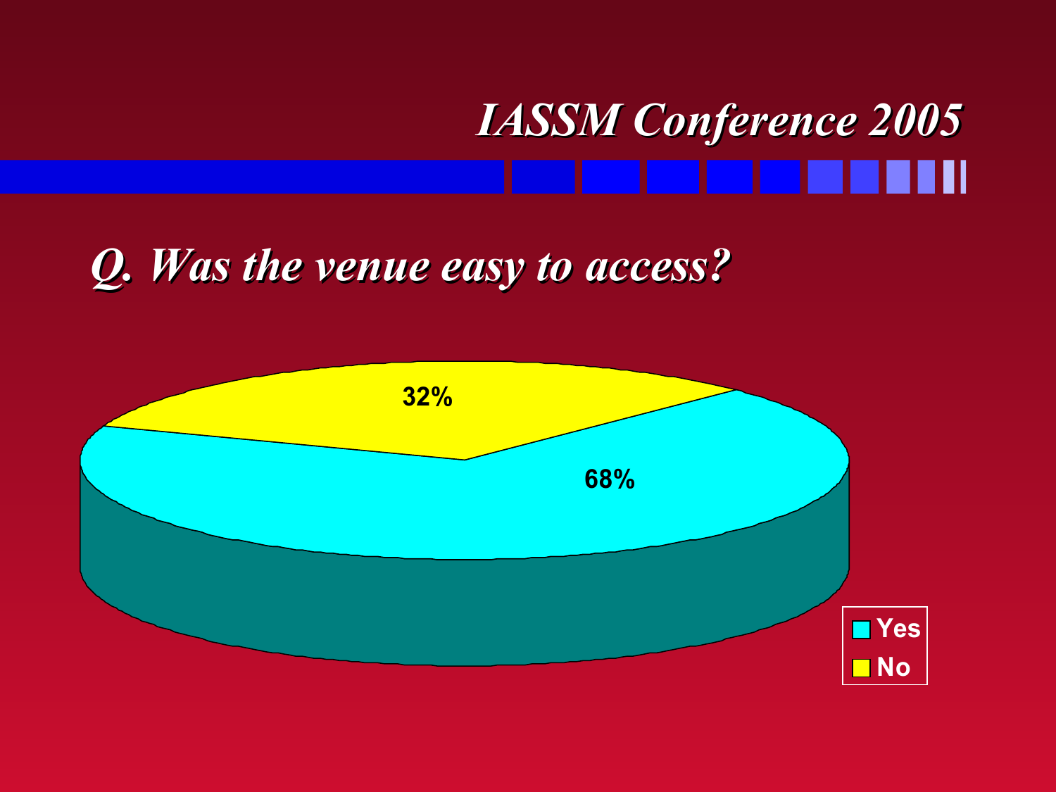# *IASSM Conference 2005*

## *Q. Was the venue easy to access?*

| Response | Percentage |
| --- | --- |
| Yes | 68% |
| No | 32% |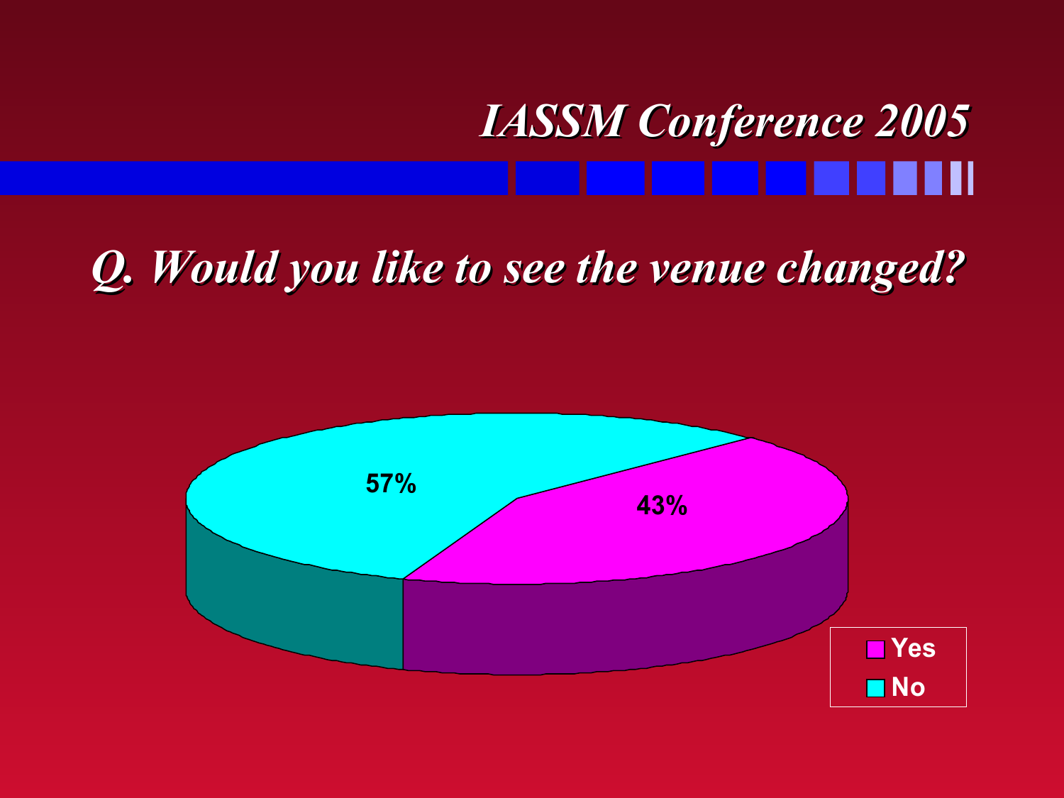# IASSM Conference 2005

## *Q. Would you like to see the venue changed?*

| Response | Percentage |
|---|---|
| Yes | 43% |
| No | 57% |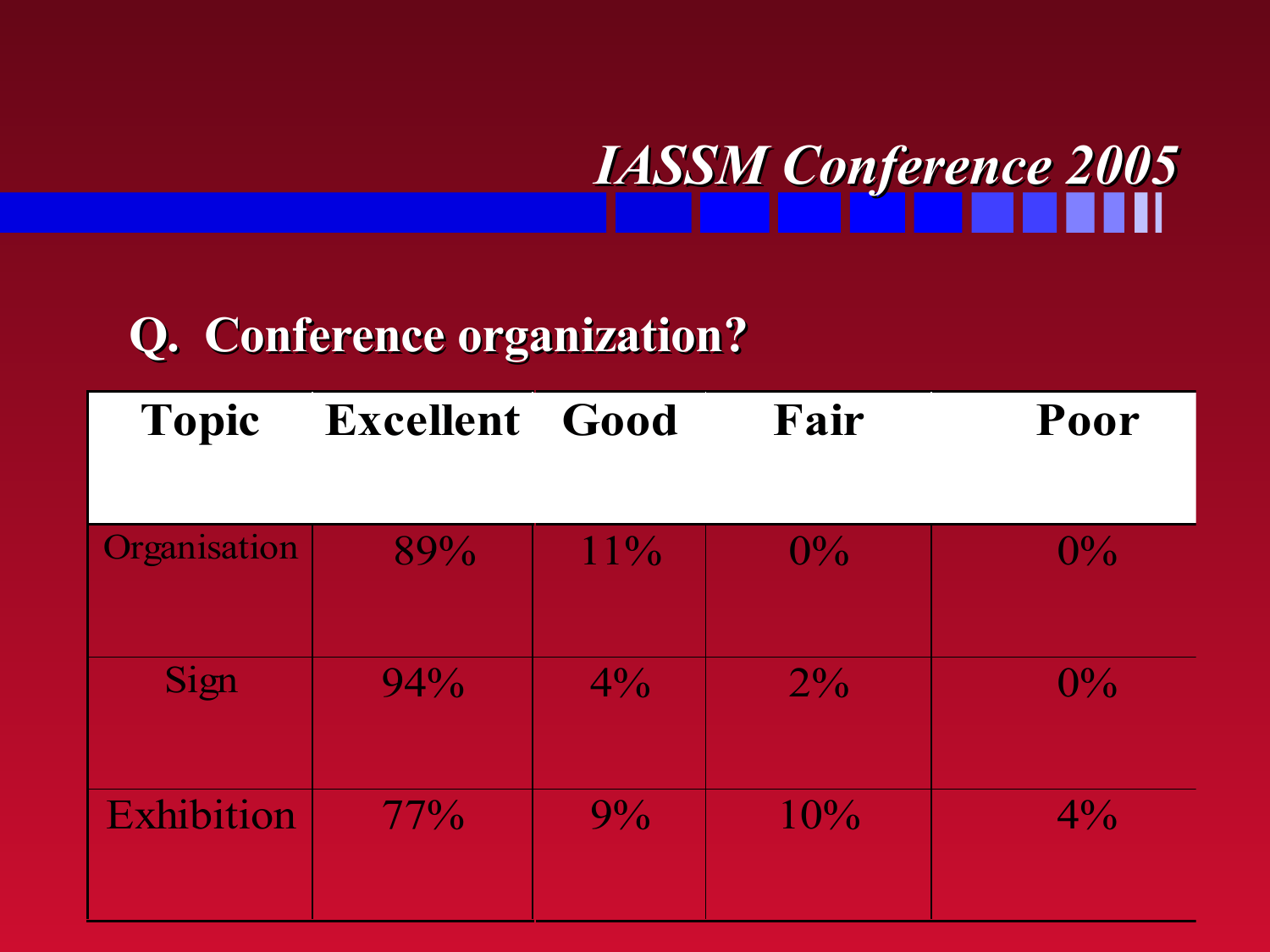# *IASSM Conference 2005*

## Q. Conference organization?

| Topic | Excellent | Good | Fair | Poor |
|---|---|---|---|---|
| Organisation | 89% | 11% | 0% | 0% |
| Sign | 94% | 4% | 2% | 0% |
| Exhibition | 77% | 9% | 10% | 4% |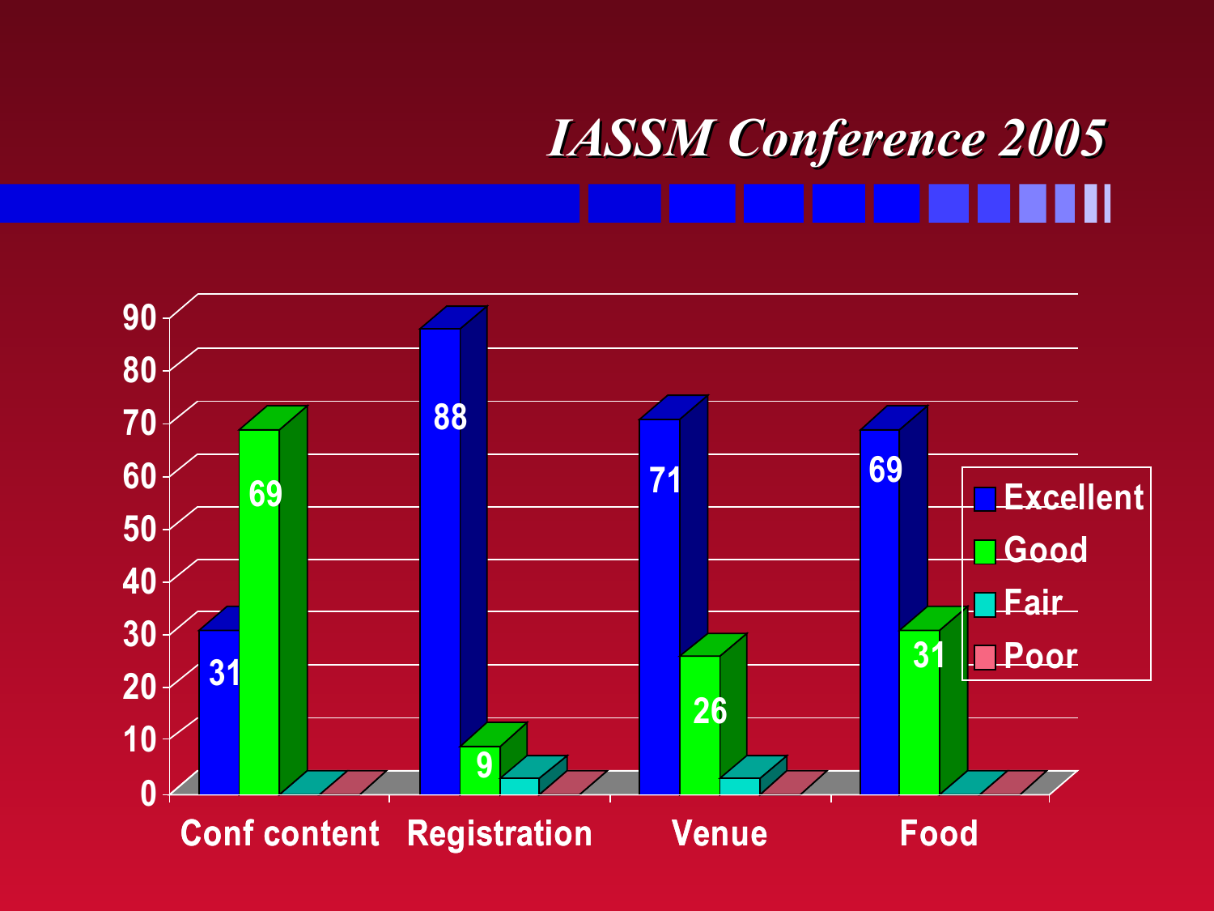# IASSM Conference 2005

| | Excellent | Good | Fair | Poor |
|---|---|---|---|---|
| Conf content | 31 | 69 | | |
| Registration | 88 | 9 | | |
| Venue | 71 | 26 | | |
| Food | 69 | 31 | | |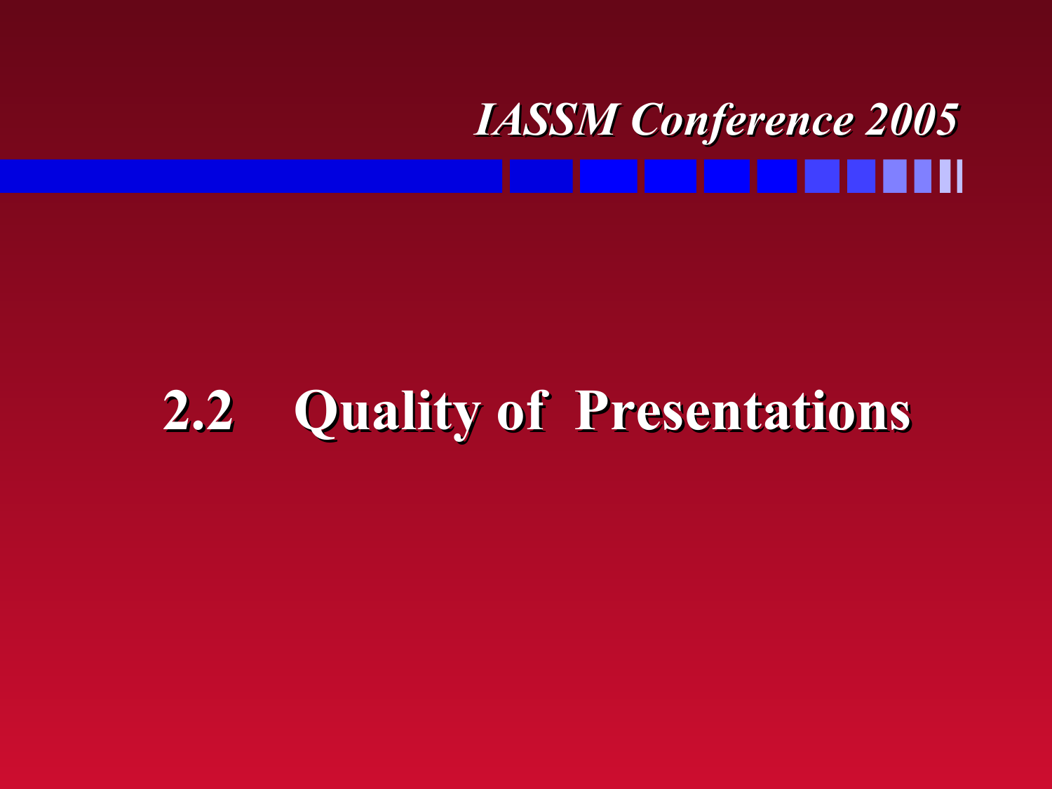# 2.2 Quality of Presentations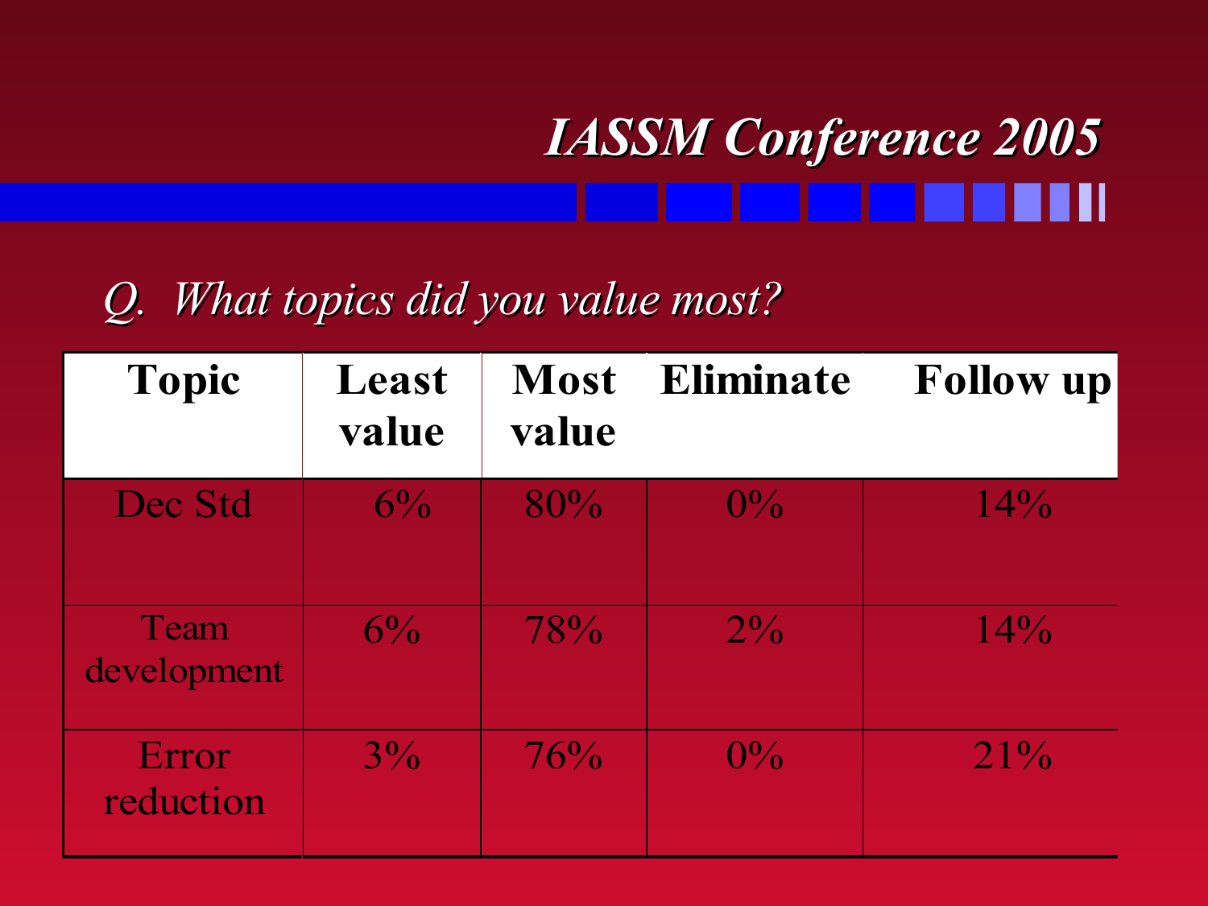# IASSM Conference 2005

*Q. What topics did you value most?*

| Topic | Least value | Most value | Eliminate | Follow up |
|---|---|---|---|---|
| Dec Std | 6% | 80% | 0% | 14% |
| Team development | 6% | 78% | 2% | 14% |
| Error reduction | 3% | 76% | 0% | 21% |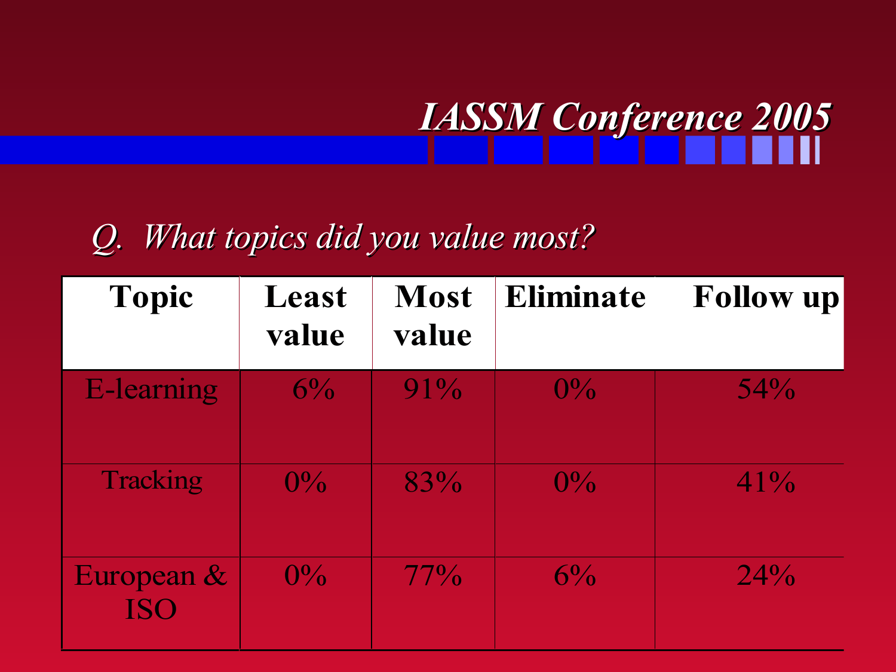# IASSM Conference 2005

*Q. What topics did you value most?*

| Topic | Least value | Most value | Eliminate | Follow up |
| --- | --- | --- | --- | --- |
| E-learning | 6% | 91% | 0% | 54% |
| Tracking | 0% | 83% | 0% | 41% |
| European & ISO | 0% | 77% | 6% | 24% |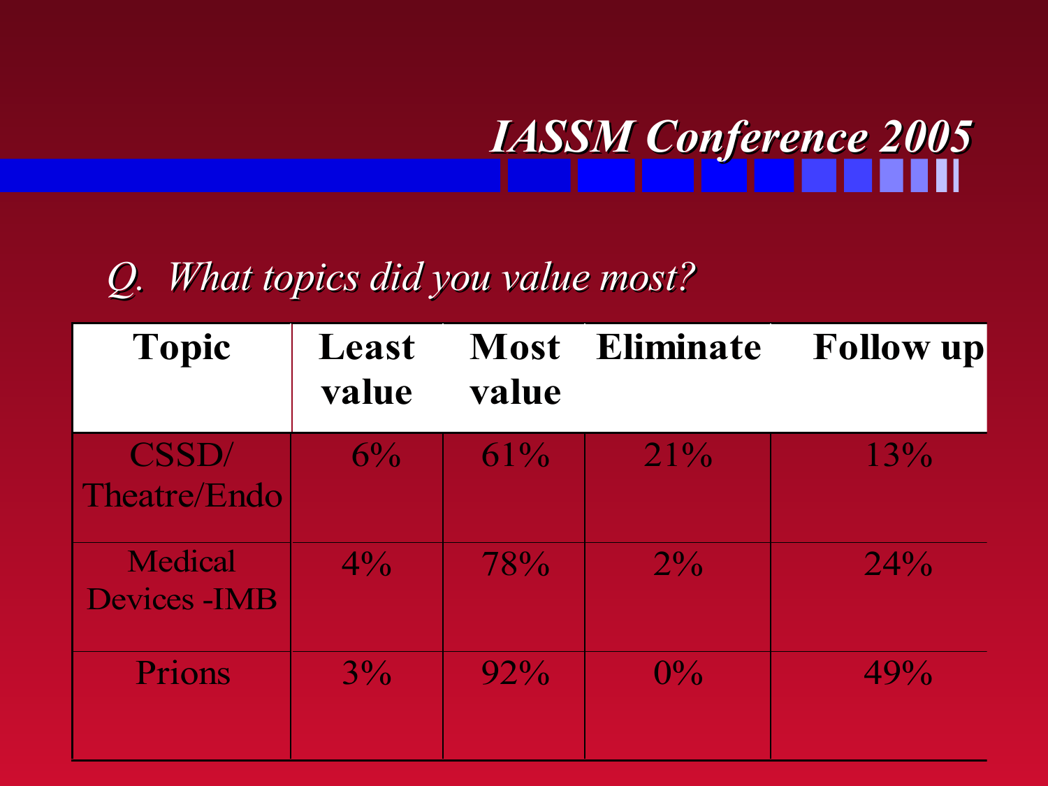# IASSM Conference 2005

*Q. What topics did you value most?*

| Topic | Least value | Most value | Eliminate | Follow up |
| --- | --- | --- | --- | --- |
| CSSD/ Theatre/Endo | 6% | 61% | 21% | 13% |
| Medical Devices -IMB | 4% | 78% | 2% | 24% |
| Prions | 3% | 92% | 0% | 49% |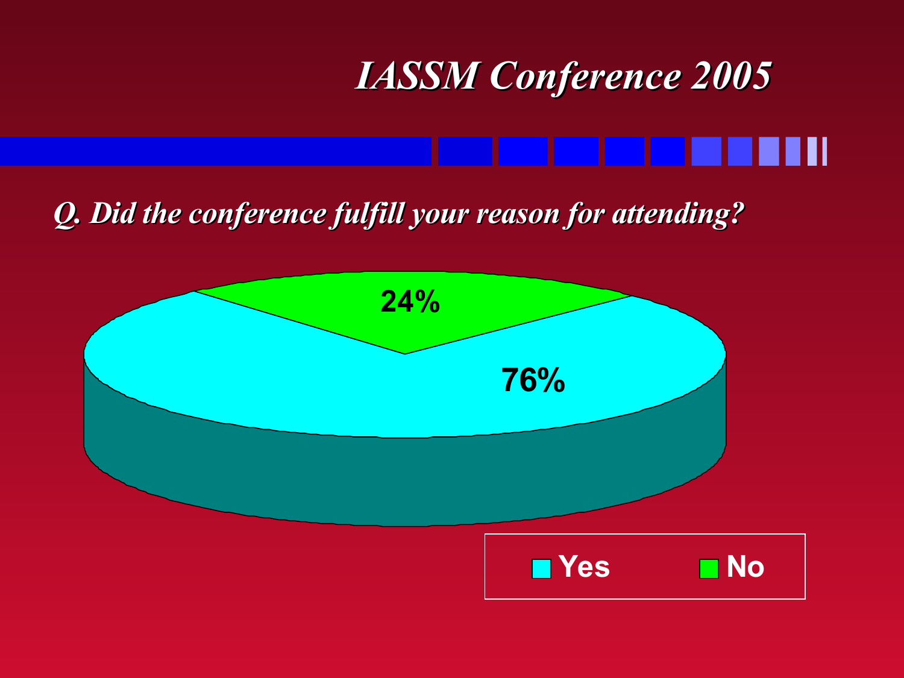# *IASSM Conference 2005*

***Q. Did the conference fulfill your reason for attending?***

| Response | Percentage |
|---|---|
| Yes | 76% |
| No | 24% |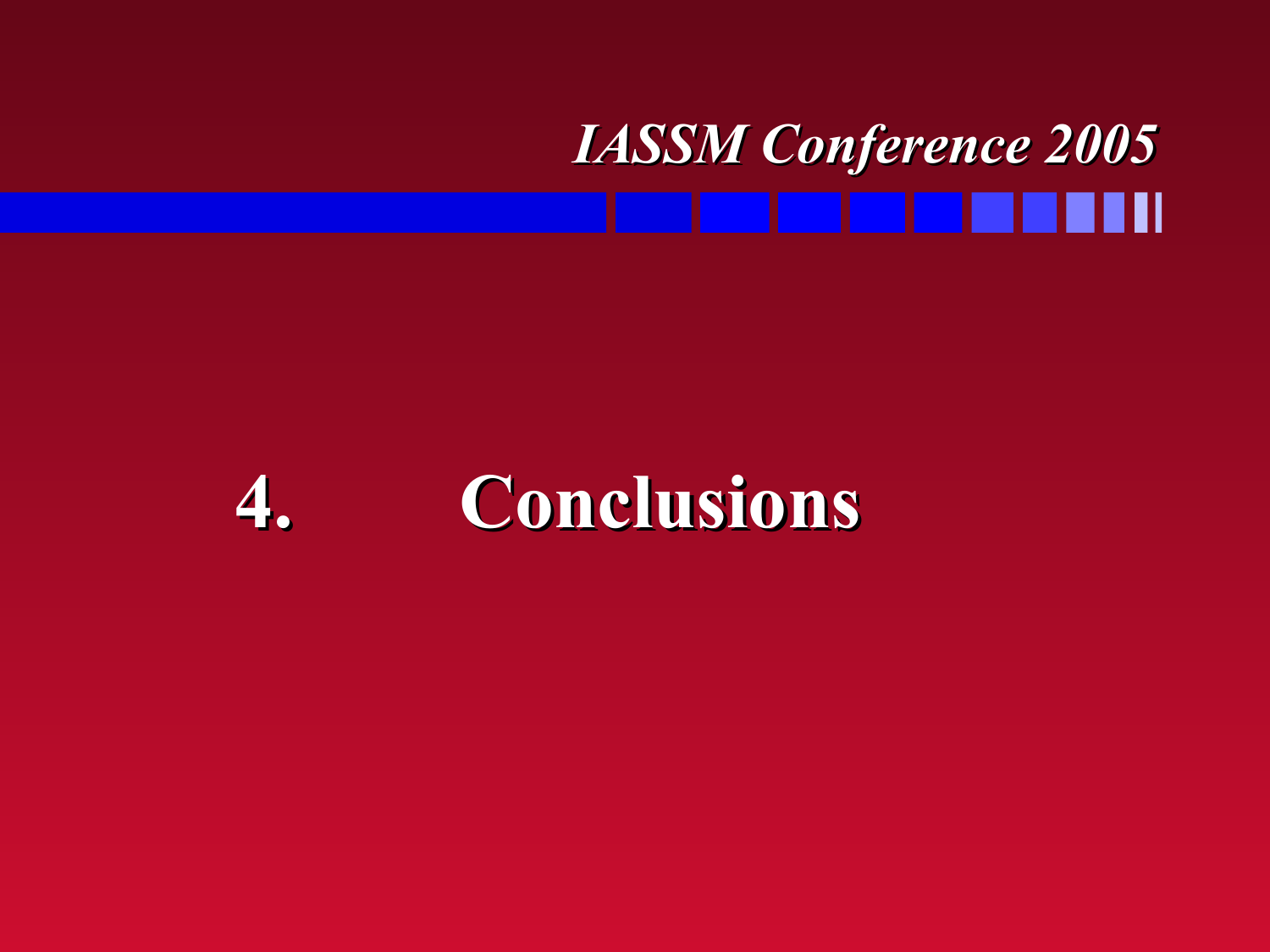# 4. Conclusions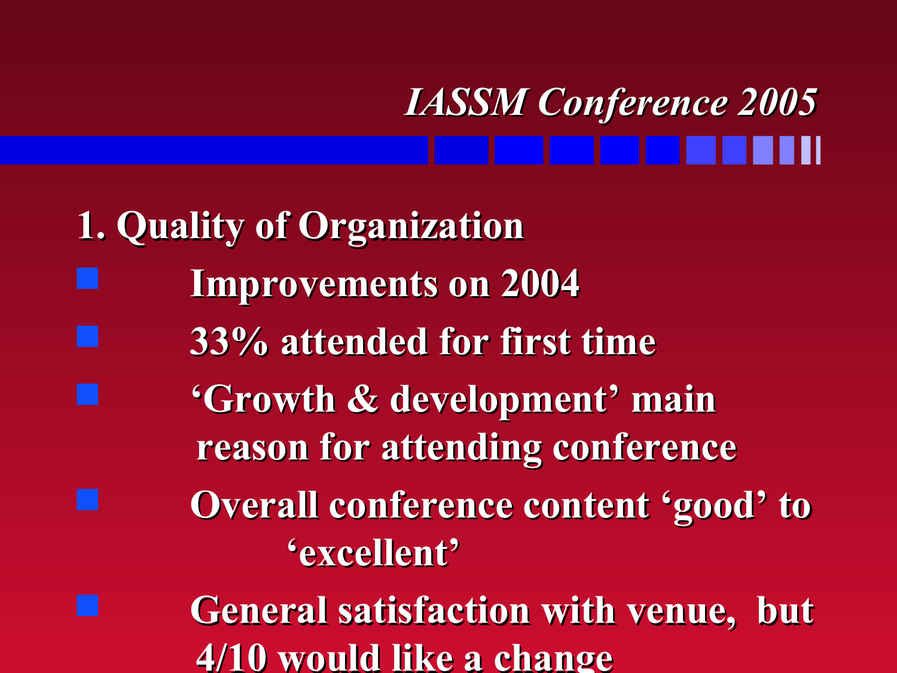# *IASSM Conference 2005*

## 1. Quality of Organization

- Improvements on 2004
- 33% attended for first time
- 'Growth & development' main reason for attending conference
- Overall conference content 'good' to 'excellent'
- General satisfaction with venue, but 4/10 would like a change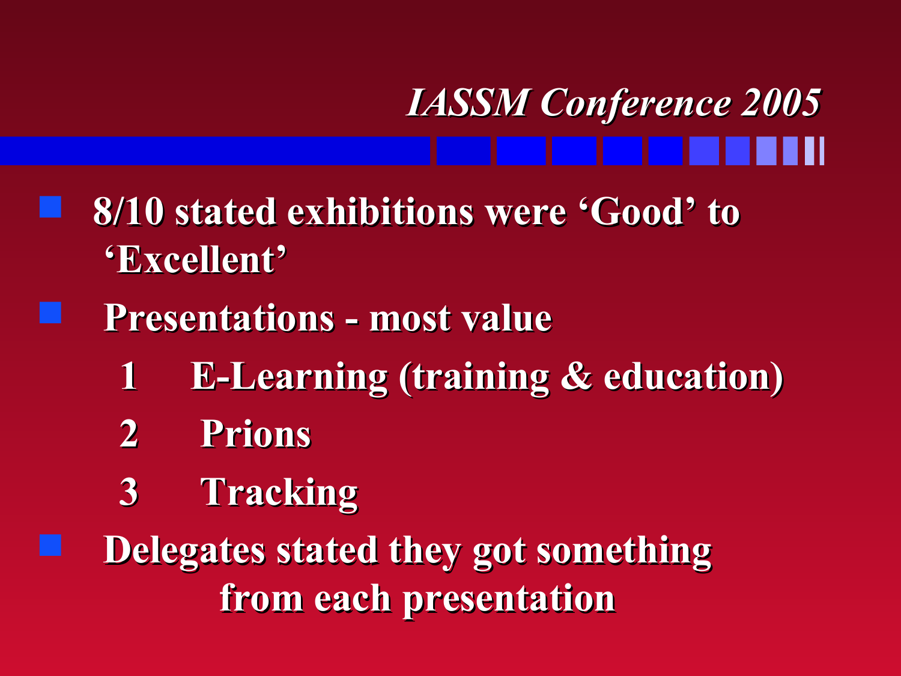## *IASSM Conference 2005*

- **8/10 stated exhibitions were 'Good' to 'Excellent'**
- **Presentations - most value**
  1. **E-Learning (training & education)**
  2. **Prions**
  3. **Tracking**
- **Delegates stated they got something from each presentation**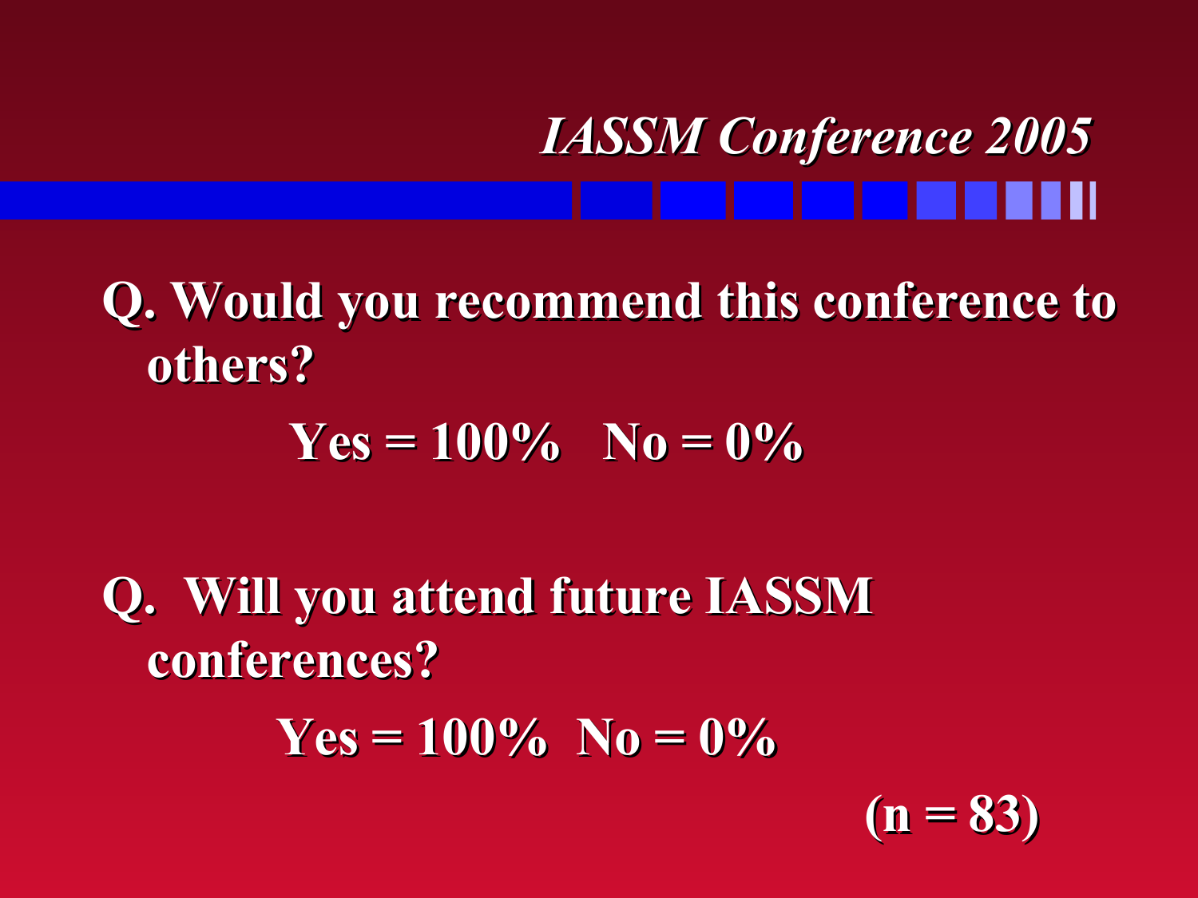# *IASSM Conference 2005*

**Q. Would you recommend this conference to others?**

**Yes = 100%   No = 0%**

**Q. Will you attend future IASSM conferences?**

**Yes = 100%   No = 0%**

**(n = 83)**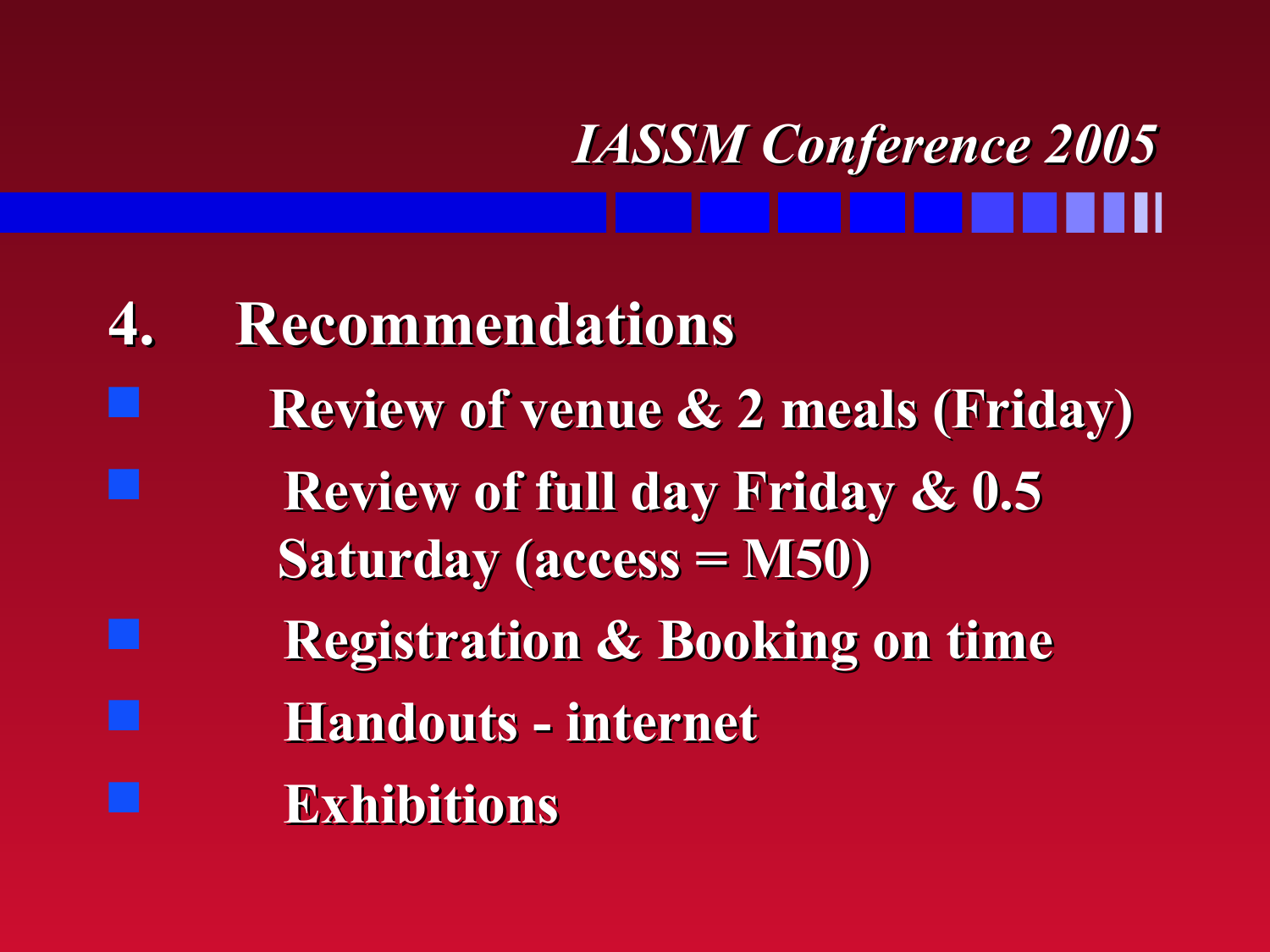# *IASSM Conference 2005*

## 4. Recommendations

- Review of venue & 2 meals (Friday)
- Review of full day Friday & 0.5 Saturday (access = M50)
- Registration & Booking on time
- Handouts - internet
- Exhibitions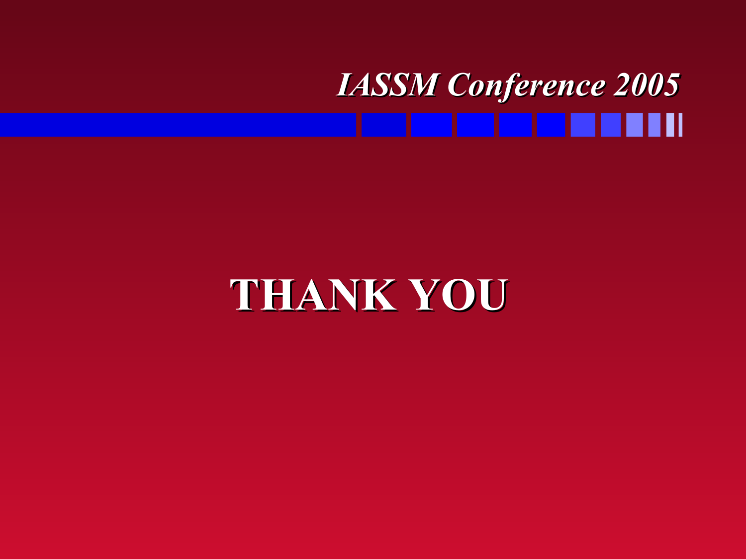# THANK YOU